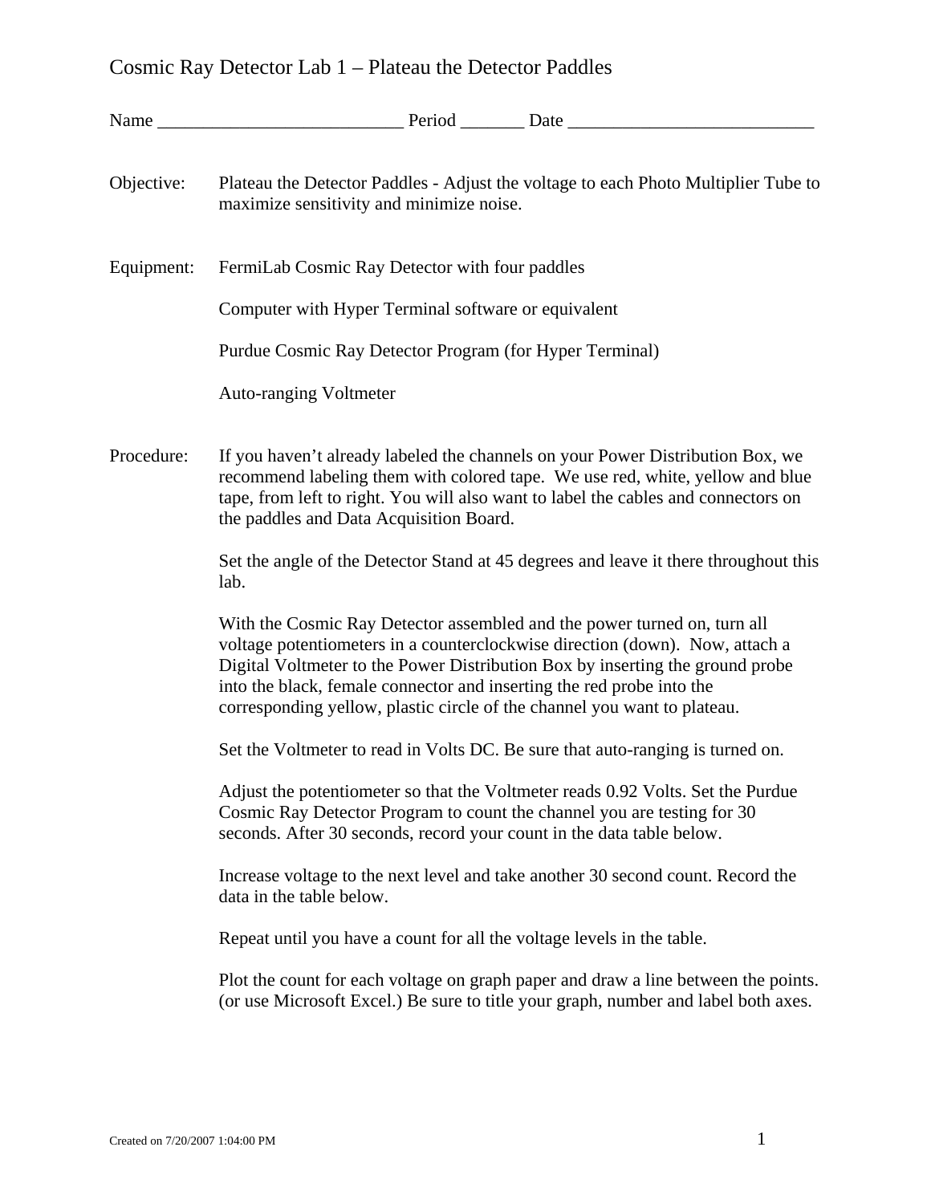# Cosmic Ray Detector Lab 1 – Plateau the Detector Paddles

Name ___________________________ Period _______ Date ___________________________

**Objective:** Plateau the Detector Paddles - Adjust the voltage to each Photo Multiplier Tube to maximize sensitivity and minimize noise.

**Equipment:**

FermiLab Cosmic Ray Detector with four paddles

Computer with Hyper Terminal software or equivalent

Purdue Cosmic Ray Detector Program (for Hyper Terminal)

Auto-ranging Voltmeter

**Procedure:**

If you haven't already labeled the channels on your Power Distribution Box, we recommend labeling them with colored tape. We use red, white, yellow and blue tape, from left to right. You will also want to label the cables and connectors on the paddles and Data Acquisition Board.

Set the angle of the Detector Stand at 45 degrees and leave it there throughout this lab.

With the Cosmic Ray Detector assembled and the power turned on, turn all voltage potentiometers in a counterclockwise direction (down). Now, attach a Digital Voltmeter to the Power Distribution Box by inserting the ground probe into the black, female connector and inserting the red probe into the corresponding yellow, plastic circle of the channel you want to plateau.

Set the Voltmeter to read in Volts DC. Be sure that auto-ranging is turned on.

Adjust the potentiometer so that the Voltmeter reads 0.92 Volts. Set the Purdue Cosmic Ray Detector Program to count the channel you are testing for 30 seconds. After 30 seconds, record your count in the data table below.

Increase voltage to the next level and take another 30 second count. Record the data in the table below.

Repeat until you have a count for all the voltage levels in the table.

Plot the count for each voltage on graph paper and draw a line between the points. (or use Microsoft Excel.) Be sure to title your graph, number and label both axes.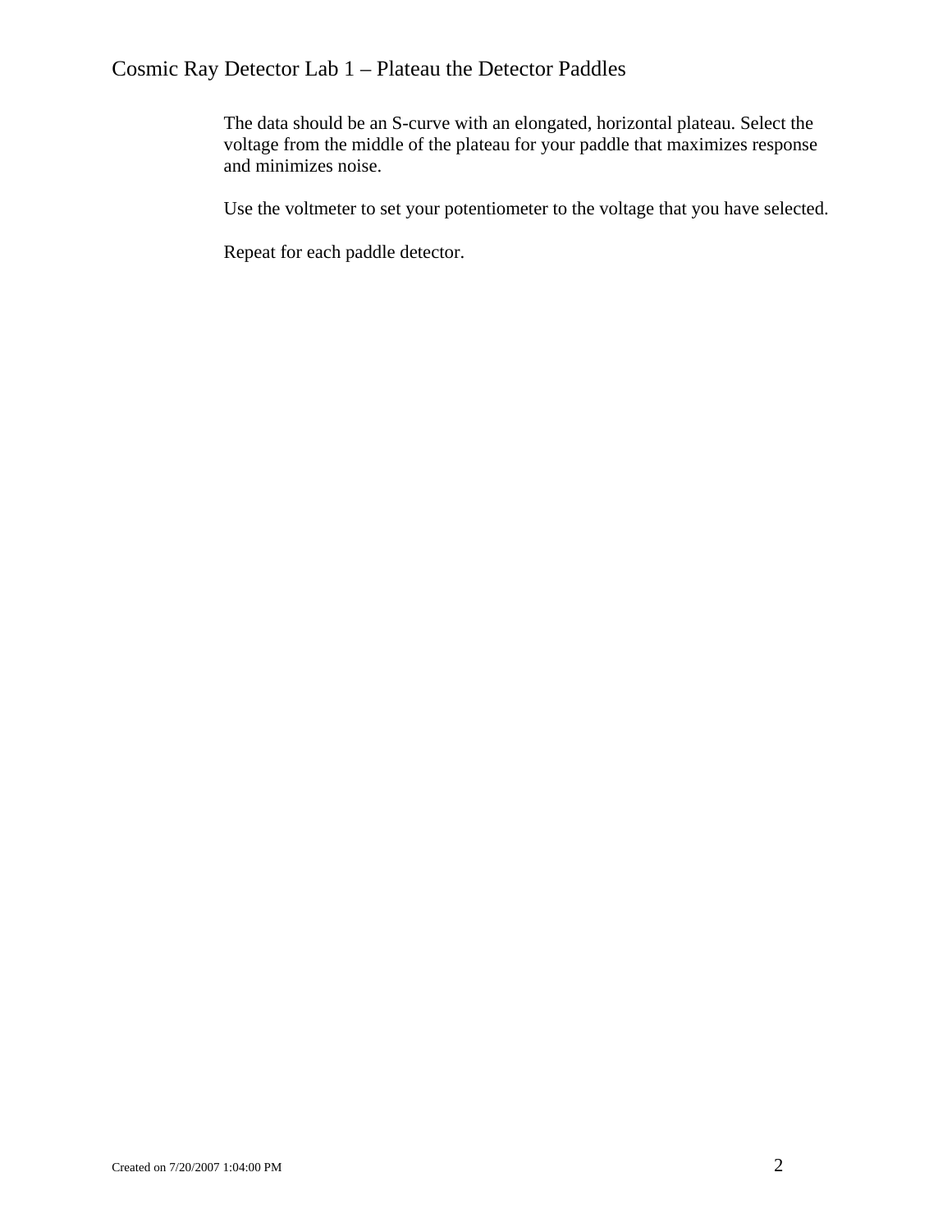The data should be an S-curve with an elongated, horizontal plateau. Select the voltage from the middle of the plateau for your paddle that maximizes response and minimizes noise.

Use the voltmeter to set your potentiometer to the voltage that you have selected.

Repeat for each paddle detector.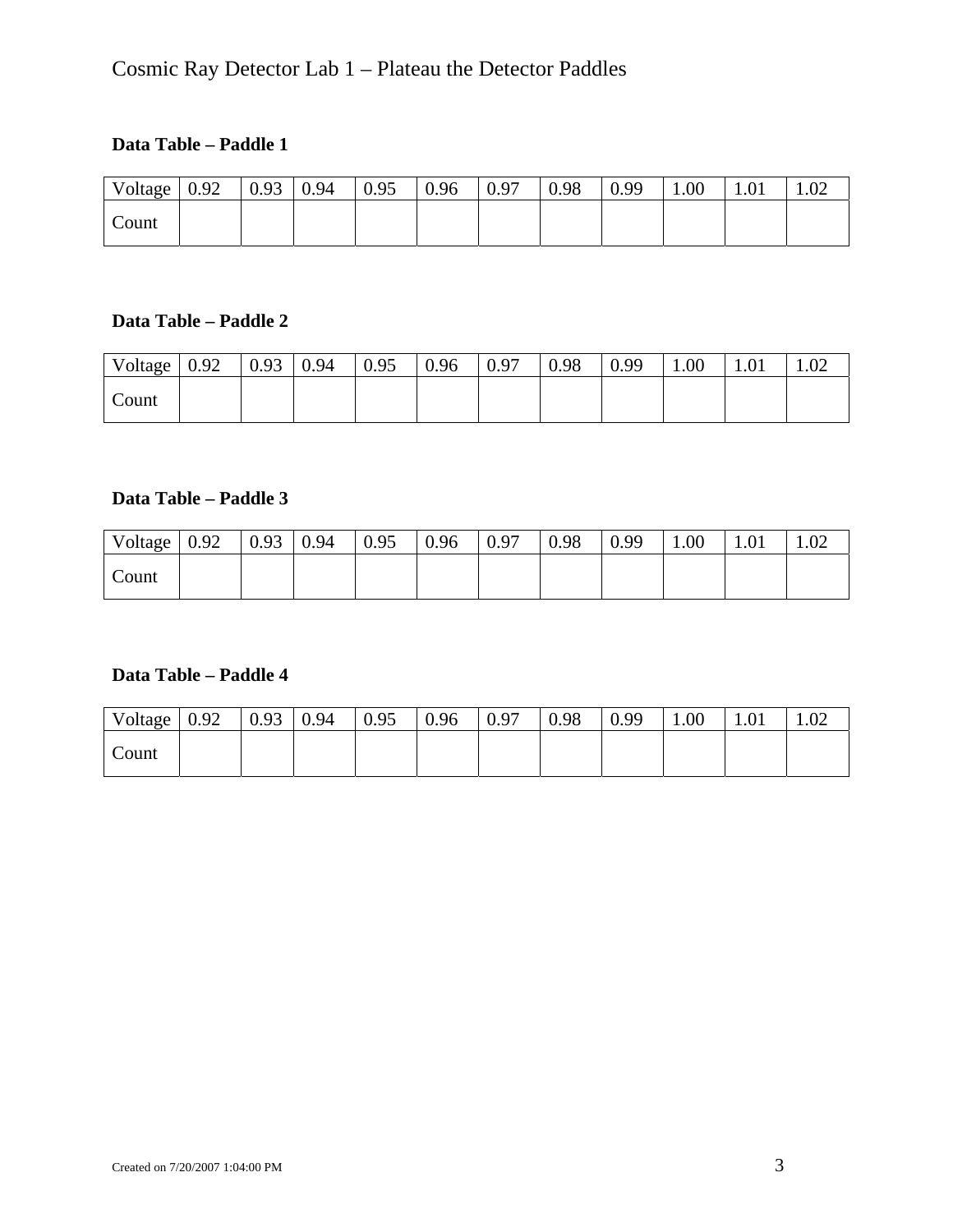**Data Table – Paddle 1**

| Voltage | 0.92 | 0.93 | 0.94 | 0.95 | 0.96 | 0.97 | 0.98 | 0.99 | 1.00 | 1.01 | 1.02 |
|---|---|---|---|---|---|---|---|---|---|---|---|
| Count | | | | | | | | | | | |

**Data Table – Paddle 2**

| Voltage | 0.92 | 0.93 | 0.94 | 0.95 | 0.96 | 0.97 | 0.98 | 0.99 | 1.00 | 1.01 | 1.02 |
|---|---|---|---|---|---|---|---|---|---|---|---|
| Count | | | | | | | | | | | |

**Data Table – Paddle 3**

| Voltage | 0.92 | 0.93 | 0.94 | 0.95 | 0.96 | 0.97 | 0.98 | 0.99 | 1.00 | 1.01 | 1.02 |
|---|---|---|---|---|---|---|---|---|---|---|---|
| Count | | | | | | | | | | | |

**Data Table – Paddle 4**

| Voltage | 0.92 | 0.93 | 0.94 | 0.95 | 0.96 | 0.97 | 0.98 | 0.99 | 1.00 | 1.01 | 1.02 |
|---|---|---|---|---|---|---|---|---|---|---|---|
| Count | | | | | | | | | | | |